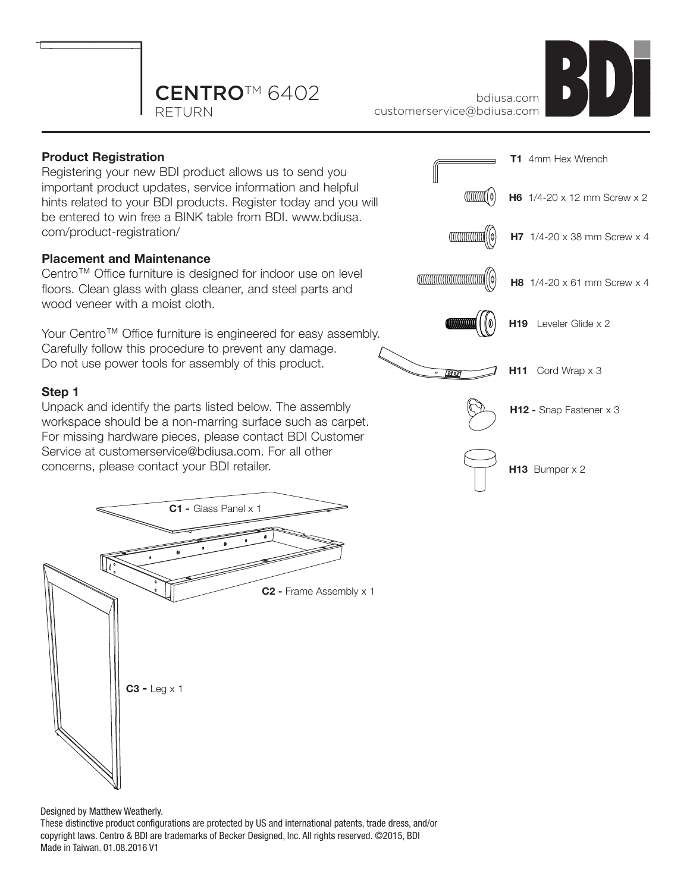# CENTRO™ 6402
RETURN

bdiusa.com
customerservice@bdiusa.com

### Product Registration

Registering your new BDI product allows us to send you important product updates, service information and helpful hints related to your BDI products. Register today and you will be entered to win free a BINK table from BDI. www.bdiusa.com/product-registration/

### Placement and Maintenance

Centro™ Office furniture is designed for indoor use on level floors. Clean glass with glass cleaner, and steel parts and wood veneer with a moist cloth.

Your Centro™ Office furniture is engineered for easy assembly. Carefully follow this procedure to prevent any damage. Do not use power tools for assembly of this product.

### Step 1

Unpack and identify the parts listed below. The assembly workspace should be a non-marring surface such as carpet. For missing hardware pieces, please contact BDI Customer Service at customerservice@bdiusa.com. For all other concerns, please contact your BDI retailer.

**T1** 4mm Hex Wrench

**H6** 1/4-20 x 12 mm Screw x 2

**H7** 1/4-20 x 38 mm Screw x 4

**H8** 1/4-20 x 61 mm Screw x 4

**H19** Leveler Glide x 2

**H11** Cord Wrap x 3

**H12 -** Snap Fastener x 3

**H13** Bumper x 2

**C1 -** Glass Panel x 1

**C2 -** Frame Assembly x 1

**C3 -** Leg x 1

Designed by Matthew Weatherly.
These distinctive product configurations are protected by US and international patents, trade dress, and/or copyright laws. Centro & BDI are trademarks of Becker Designed, Inc. All rights reserved. ©2015, BDI
Made in Taiwan. 01.08.2016 V1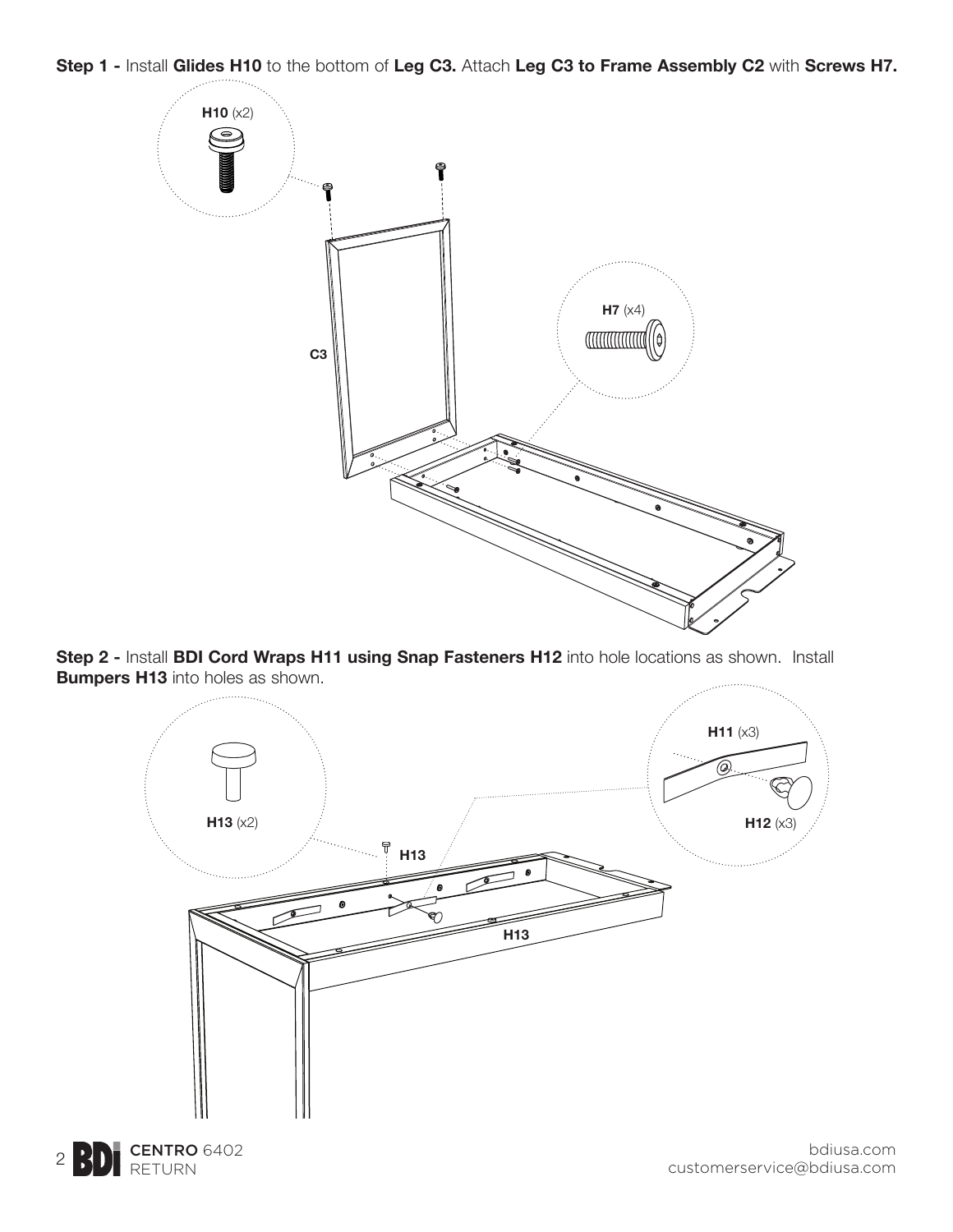**Step 1 -** Install **Glides H10** to the bottom of **Leg C3.** Attach **Leg C3 to Frame Assembly C2** with **Screws H7.**

**H10** (x2)

**H7** (x4)

**C3**

**Step 2 -** Install **BDI Cord Wraps H11 using Snap Fasteners H12** into hole locations as shown. Install **Bumpers H13** into holes as shown.

**H13** (x2)

**H11** (x3)

**H12** (x3)

**H13**

**H13**

**CENTRO** 6402
RETURN

bdiusa.com
customerservice@bdiusa.com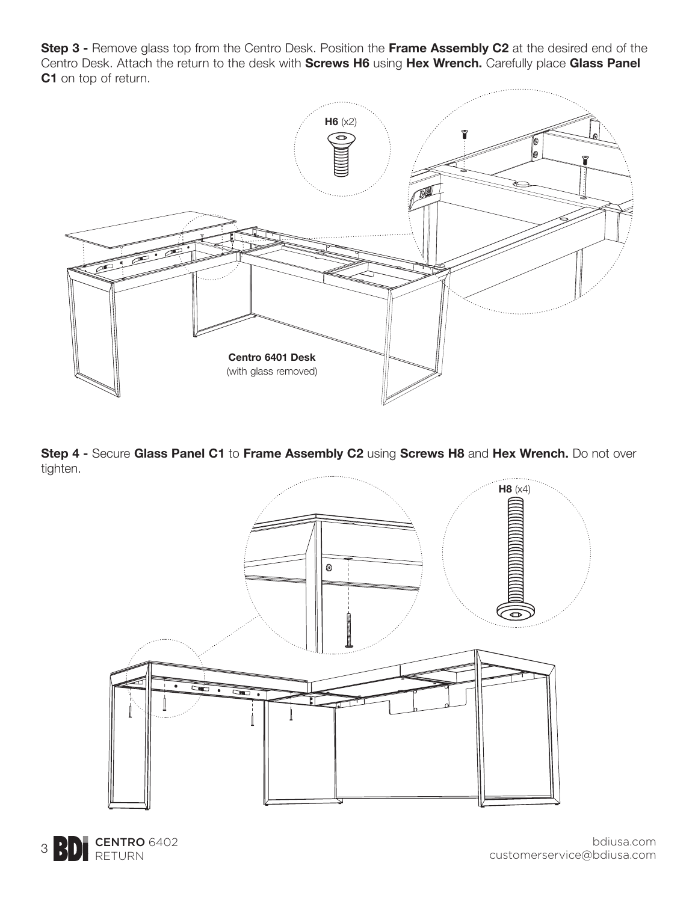**Step 3 -** Remove glass top from the Centro Desk. Position the **Frame Assembly C2** at the desired end of the Centro Desk. Attach the return to the desk with **Screws H6** using **Hex Wrench.** Carefully place **Glass Panel C1** on top of return.

**H6** (x2)

**Centro 6401 Desk**
(with glass removed)

**Step 4 -** Secure **Glass Panel C1** to **Frame Assembly C2** using **Screws H8** and **Hex Wrench.** Do not over tighten.

**H8** (x4)